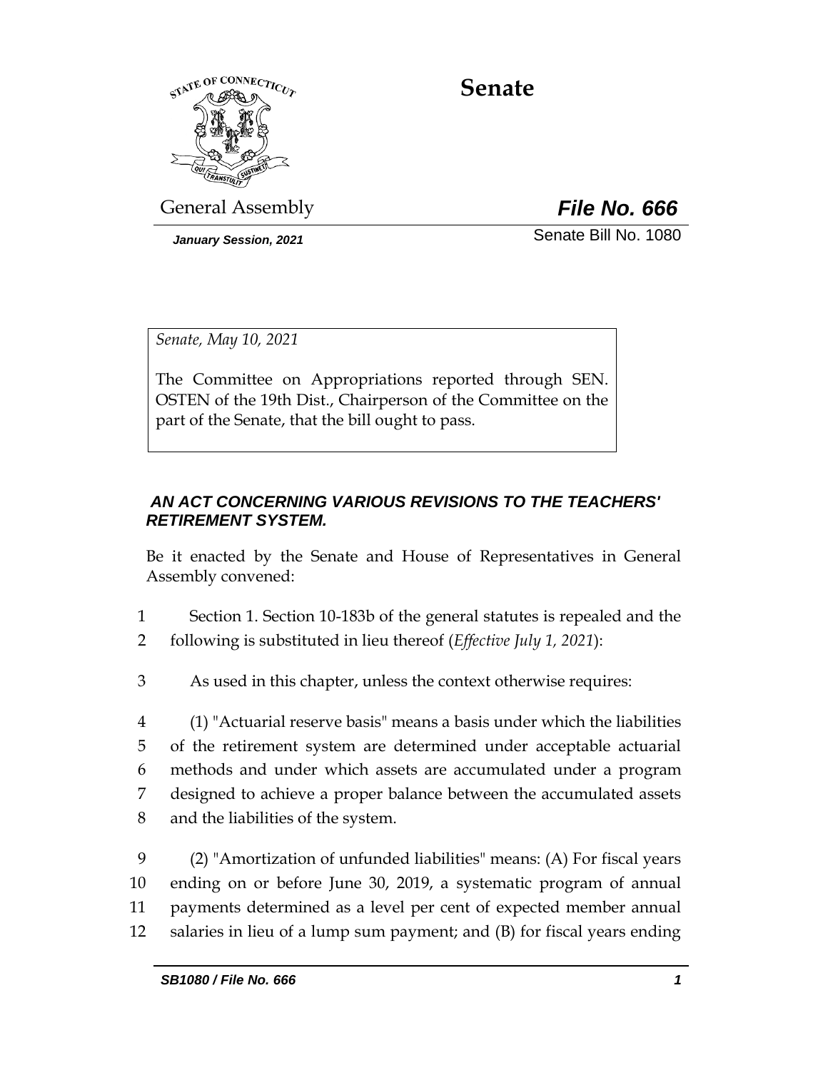# Senate

General Assembly

***File No. 666***

*January Session, 2021*

Senate Bill No. 1080

*Senate, May 10, 2021*

The Committee on Appropriations reported through SEN. OSTEN of the 19th Dist., Chairperson of the Committee on the part of the Senate, that the bill ought to pass.

### *AN ACT CONCERNING VARIOUS REVISIONS TO THE TEACHERS' RETIREMENT SYSTEM.*

Be it enacted by the Senate and House of Representatives in General Assembly convened:

1 Section 1. Section 10-183b of the general statutes is repealed and the
2 following is substituted in lieu thereof (*Effective July 1, 2021*):

3 As used in this chapter, unless the context otherwise requires:

4 (1) "Actuarial reserve basis" means a basis under which the liabilities
5 of the retirement system are determined under acceptable actuarial
6 methods and under which assets are accumulated under a program
7 designed to achieve a proper balance between the accumulated assets
8 and the liabilities of the system.

9 (2) "Amortization of unfunded liabilities" means: (A) For fiscal years
10 ending on or before June 30, 2019, a systematic program of annual
11 payments determined as a level per cent of expected member annual
12 salaries in lieu of a lump sum payment; and (B) for fiscal years ending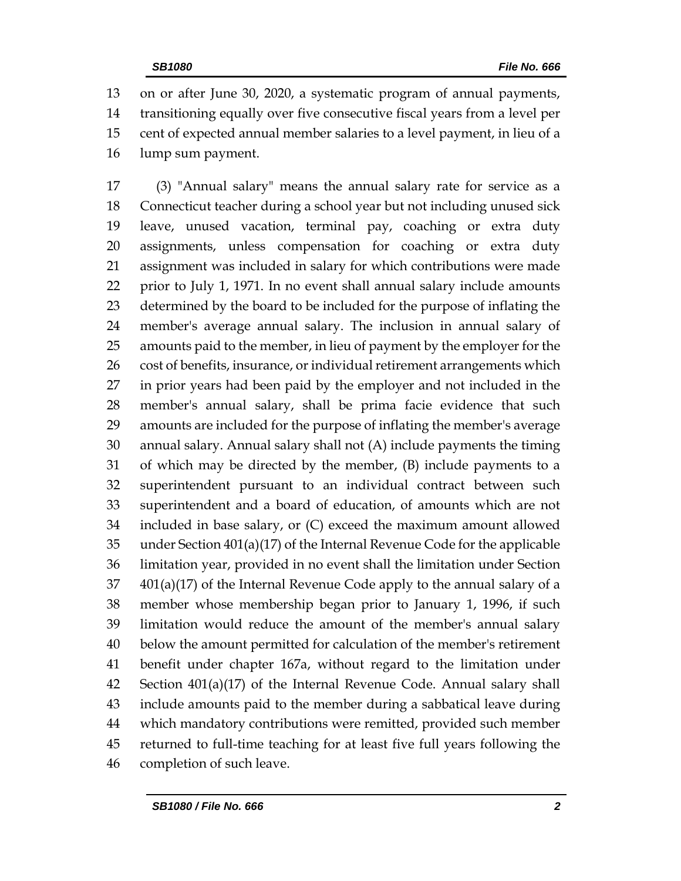on or after June 30, 2020, a systematic program of annual payments, transitioning equally over five consecutive fiscal years from a level per cent of expected annual member salaries to a level payment, in lieu of a lump sum payment.

(3) "Annual salary" means the annual salary rate for service as a Connecticut teacher during a school year but not including unused sick leave, unused vacation, terminal pay, coaching or extra duty assignments, unless compensation for coaching or extra duty assignment was included in salary for which contributions were made prior to July 1, 1971. In no event shall annual salary include amounts determined by the board to be included for the purpose of inflating the member's average annual salary. The inclusion in annual salary of amounts paid to the member, in lieu of payment by the employer for the cost of benefits, insurance, or individual retirement arrangements which in prior years had been paid by the employer and not included in the member's annual salary, shall be prima facie evidence that such amounts are included for the purpose of inflating the member's average annual salary. Annual salary shall not (A) include payments the timing of which may be directed by the member, (B) include payments to a superintendent pursuant to an individual contract between such superintendent and a board of education, of amounts which are not included in base salary, or (C) exceed the maximum amount allowed under Section 401(a)(17) of the Internal Revenue Code for the applicable limitation year, provided in no event shall the limitation under Section 401(a)(17) of the Internal Revenue Code apply to the annual salary of a member whose membership began prior to January 1, 1996, if such limitation would reduce the amount of the member's annual salary below the amount permitted for calculation of the member's retirement benefit under chapter 167a, without regard to the limitation under Section 401(a)(17) of the Internal Revenue Code. Annual salary shall include amounts paid to the member during a sabbatical leave during which mandatory contributions were remitted, provided such member returned to full-time teaching for at least five full years following the completion of such leave.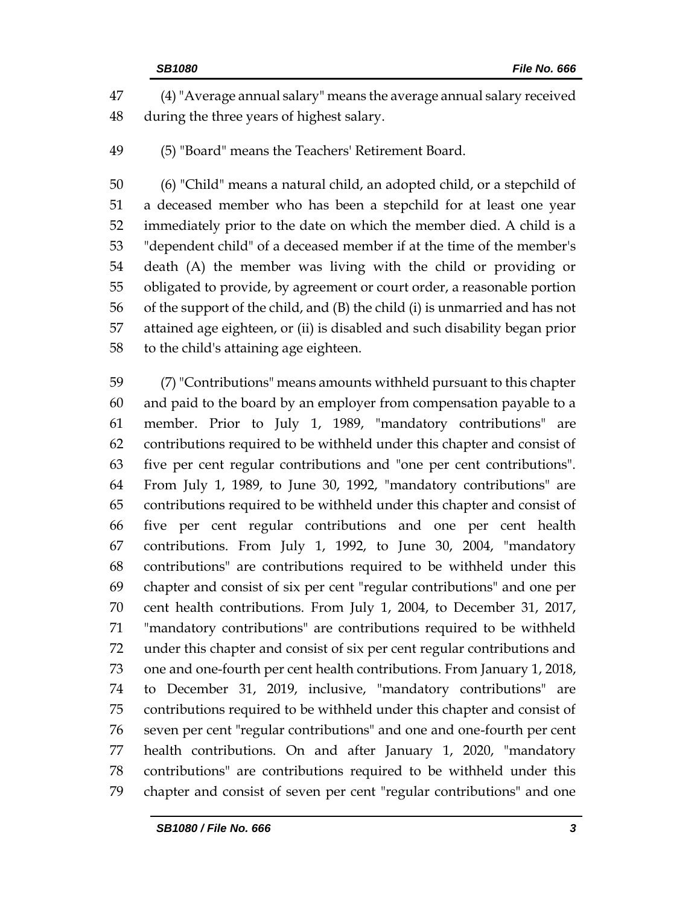(4) "Average annual salary" means the average annual salary received during the three years of highest salary.

(5) "Board" means the Teachers' Retirement Board.

(6) "Child" means a natural child, an adopted child, or a stepchild of a deceased member who has been a stepchild for at least one year immediately prior to the date on which the member died. A child is a "dependent child" of a deceased member if at the time of the member's death (A) the member was living with the child or providing or obligated to provide, by agreement or court order, a reasonable portion of the support of the child, and (B) the child (i) is unmarried and has not attained age eighteen, or (ii) is disabled and such disability began prior to the child's attaining age eighteen.

(7) "Contributions" means amounts withheld pursuant to this chapter and paid to the board by an employer from compensation payable to a member. Prior to July 1, 1989, "mandatory contributions" are contributions required to be withheld under this chapter and consist of five per cent regular contributions and "one per cent contributions". From July 1, 1989, to June 30, 1992, "mandatory contributions" are contributions required to be withheld under this chapter and consist of five per cent regular contributions and one per cent health contributions. From July 1, 1992, to June 30, 2004, "mandatory contributions" are contributions required to be withheld under this chapter and consist of six per cent "regular contributions" and one per cent health contributions. From July 1, 2004, to December 31, 2017, "mandatory contributions" are contributions required to be withheld under this chapter and consist of six per cent regular contributions and one and one-fourth per cent health contributions. From January 1, 2018, to December 31, 2019, inclusive, "mandatory contributions" are contributions required to be withheld under this chapter and consist of seven per cent "regular contributions" and one and one-fourth per cent health contributions. On and after January 1, 2020, "mandatory contributions" are contributions required to be withheld under this chapter and consist of seven per cent "regular contributions" and one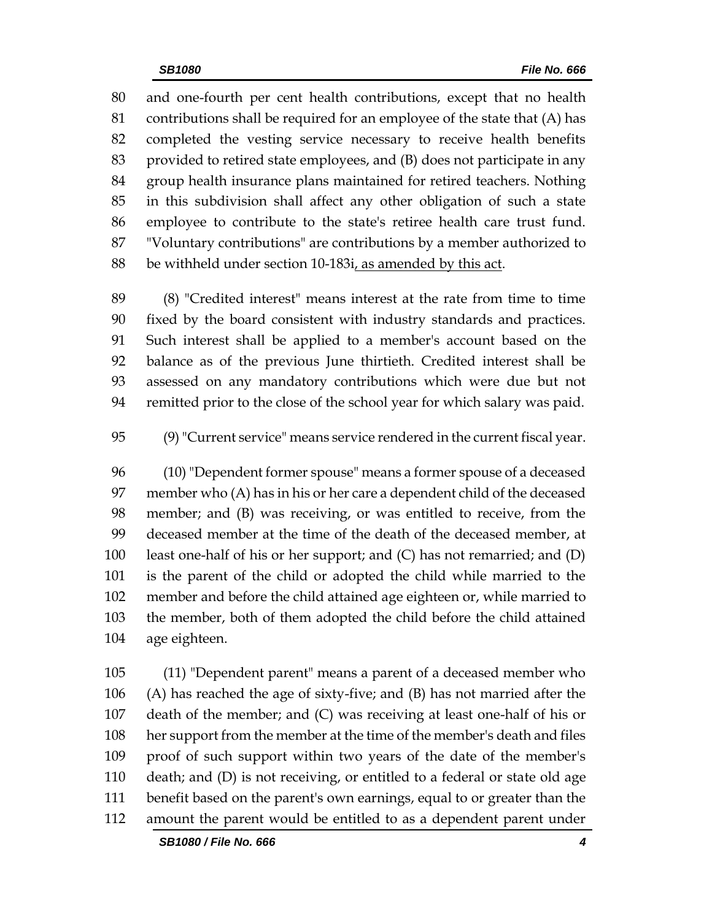and one-fourth per cent health contributions, except that no health contributions shall be required for an employee of the state that (A) has completed the vesting service necessary to receive health benefits provided to retired state employees, and (B) does not participate in any group health insurance plans maintained for retired teachers. Nothing in this subdivision shall affect any other obligation of such a state employee to contribute to the state's retiree health care trust fund. "Voluntary contributions" are contributions by a member authorized to be withheld under section 10-183i<u>, as amended by this act</u>.

(8) "Credited interest" means interest at the rate from time to time fixed by the board consistent with industry standards and practices. Such interest shall be applied to a member's account based on the balance as of the previous June thirtieth. Credited interest shall be assessed on any mandatory contributions which were due but not remitted prior to the close of the school year for which salary was paid.

(9) "Current service" means service rendered in the current fiscal year.

(10) "Dependent former spouse" means a former spouse of a deceased member who (A) has in his or her care a dependent child of the deceased member; and (B) was receiving, or was entitled to receive, from the deceased member at the time of the death of the deceased member, at least one-half of his or her support; and (C) has not remarried; and (D) is the parent of the child or adopted the child while married to the member and before the child attained age eighteen or, while married to the member, both of them adopted the child before the child attained age eighteen.

(11) "Dependent parent" means a parent of a deceased member who (A) has reached the age of sixty-five; and (B) has not married after the death of the member; and (C) was receiving at least one-half of his or her support from the member at the time of the member's death and files proof of such support within two years of the date of the member's death; and (D) is not receiving, or entitled to a federal or state old age benefit based on the parent's own earnings, equal to or greater than the amount the parent would be entitled to as a dependent parent under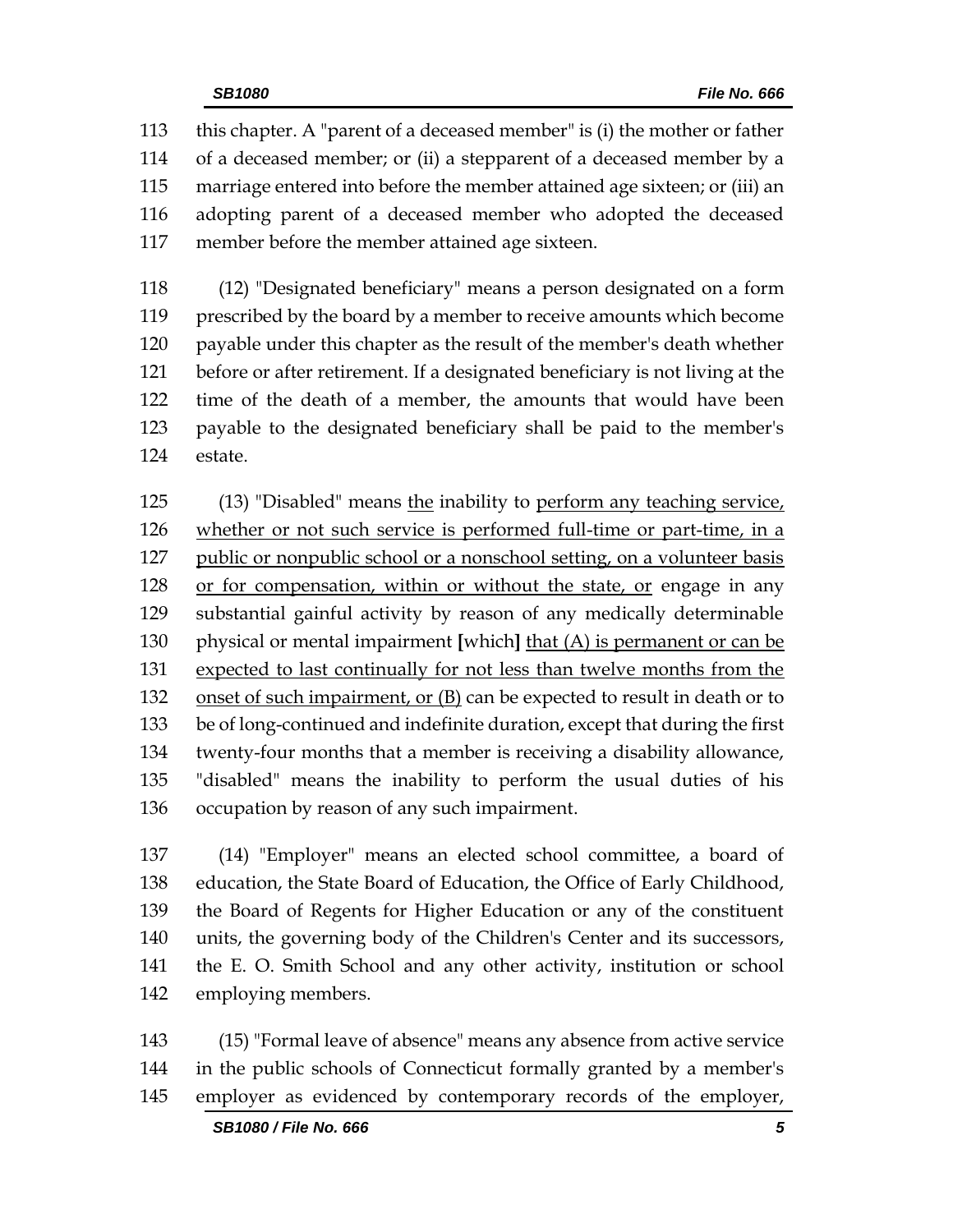this chapter. A "parent of a deceased member" is (i) the mother or father of a deceased member; or (ii) a stepparent of a deceased member by a marriage entered into before the member attained age sixteen; or (iii) an adopting parent of a deceased member who adopted the deceased member before the member attained age sixteen.

(12) "Designated beneficiary" means a person designated on a form prescribed by the board by a member to receive amounts which become payable under this chapter as the result of the member's death whether before or after retirement. If a designated beneficiary is not living at the time of the death of a member, the amounts that would have been payable to the designated beneficiary shall be paid to the member's estate.

(13) "Disabled" means <u>the</u> inability to <u>perform any teaching service, whether or not such service is performed full-time or part-time, in a public or nonpublic school or a nonschool setting, on a volunteer basis or for compensation, within or without the state, or</u> engage in any substantial gainful activity by reason of any medically determinable physical or mental impairment **[**which**]** <u>that (A) is permanent or can be expected to last continually for not less than twelve months from the onset of such impairment, or (B)</u> can be expected to result in death or to be of long-continued and indefinite duration, except that during the first twenty-four months that a member is receiving a disability allowance, "disabled" means the inability to perform the usual duties of his occupation by reason of any such impairment.

(14) "Employer" means an elected school committee, a board of education, the State Board of Education, the Office of Early Childhood, the Board of Regents for Higher Education or any of the constituent units, the governing body of the Children's Center and its successors, the E. O. Smith School and any other activity, institution or school employing members.

(15) "Formal leave of absence" means any absence from active service in the public schools of Connecticut formally granted by a member's employer as evidenced by contemporary records of the employer,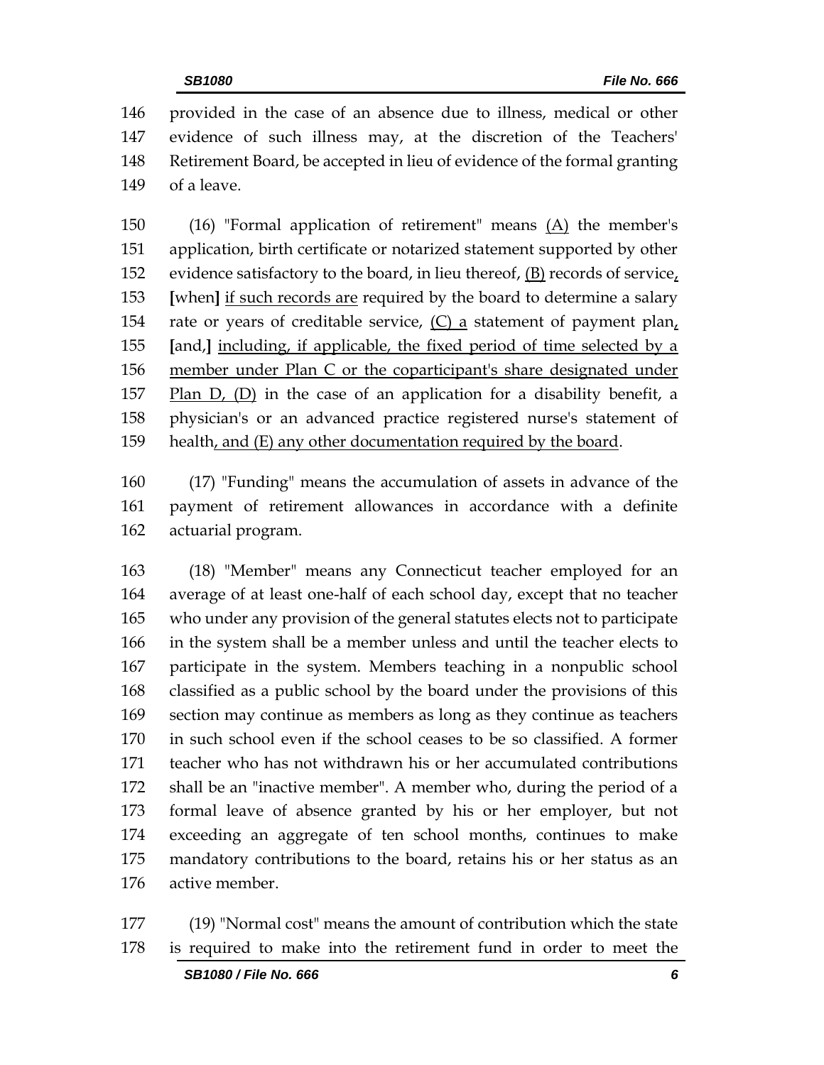146 provided in the case of an absence due to illness, medical or other
147 evidence of such illness may, at the discretion of the Teachers'
148 Retirement Board, be accepted in lieu of evidence of the formal granting
149 of a leave.

150 (16) "Formal application of retirement" means <u>(A)</u> the member's
151 application, birth certificate or notarized statement supported by other
152 evidence satisfactory to the board, in lieu thereof, <u>(B)</u> records of service<u>,</u>
153 [when] <u>if such records are</u> required by the board to determine a salary
154 rate or years of creditable service, <u>(C) a</u> statement of payment plan<u>,</u>
155 [and,] <u>including, if applicable, the fixed period of time selected by a</u>
156 <u>member under Plan C or the coparticipant's share designated under</u>
157 <u>Plan D, (D)</u> in the case of an application for a disability benefit, a
158 physician's or an advanced practice registered nurse's statement of
159 health<u>, and (E) any other documentation required by the board</u>.

160 (17) "Funding" means the accumulation of assets in advance of the
161 payment of retirement allowances in accordance with a definite
162 actuarial program.

163 (18) "Member" means any Connecticut teacher employed for an
164 average of at least one-half of each school day, except that no teacher
165 who under any provision of the general statutes elects not to participate
166 in the system shall be a member unless and until the teacher elects to
167 participate in the system. Members teaching in a nonpublic school
168 classified as a public school by the board under the provisions of this
169 section may continue as members as long as they continue as teachers
170 in such school even if the school ceases to be so classified. A former
171 teacher who has not withdrawn his or her accumulated contributions
172 shall be an "inactive member". A member who, during the period of a
173 formal leave of absence granted by his or her employer, but not
174 exceeding an aggregate of ten school months, continues to make
175 mandatory contributions to the board, retains his or her status as an
176 active member.

177 (19) "Normal cost" means the amount of contribution which the state
178 is required to make into the retirement fund in order to meet the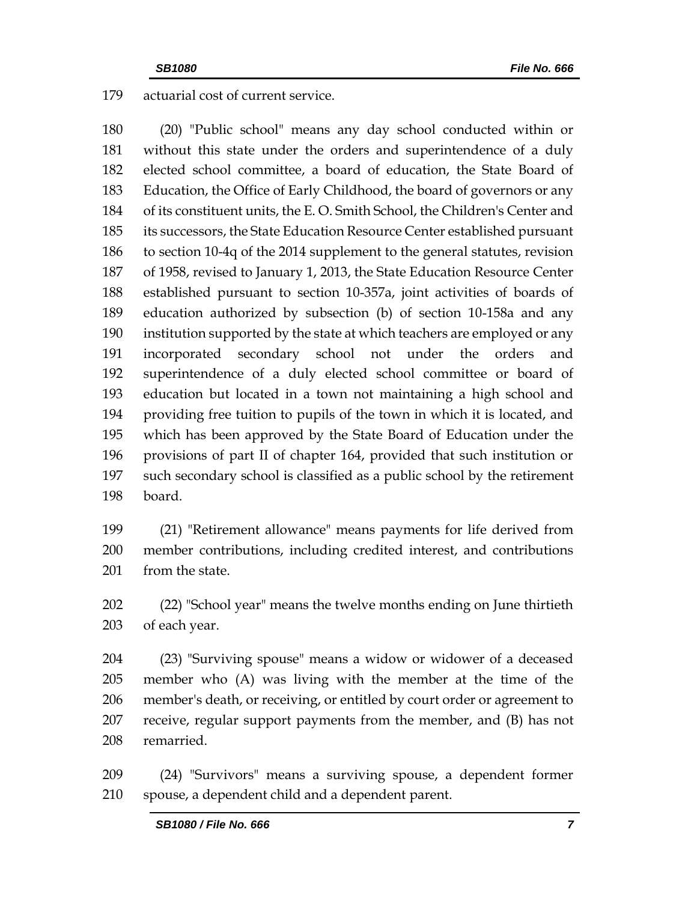actuarial cost of current service.

(20) "Public school" means any day school conducted within or without this state under the orders and superintendence of a duly elected school committee, a board of education, the State Board of Education, the Office of Early Childhood, the board of governors or any of its constituent units, the E. O. Smith School, the Children's Center and its successors, the State Education Resource Center established pursuant to section 10-4q of the 2014 supplement to the general statutes, revision of 1958, revised to January 1, 2013, the State Education Resource Center established pursuant to section 10-357a, joint activities of boards of education authorized by subsection (b) of section 10-158a and any institution supported by the state at which teachers are employed or any incorporated secondary school not under the orders and superintendence of a duly elected school committee or board of education but located in a town not maintaining a high school and providing free tuition to pupils of the town in which it is located, and which has been approved by the State Board of Education under the provisions of part II of chapter 164, provided that such institution or such secondary school is classified as a public school by the retirement board.

(21) "Retirement allowance" means payments for life derived from member contributions, including credited interest, and contributions from the state.

(22) "School year" means the twelve months ending on June thirtieth of each year.

(23) "Surviving spouse" means a widow or widower of a deceased member who (A) was living with the member at the time of the member's death, or receiving, or entitled by court order or agreement to receive, regular support payments from the member, and (B) has not remarried.

(24) "Survivors" means a surviving spouse, a dependent former spouse, a dependent child and a dependent parent.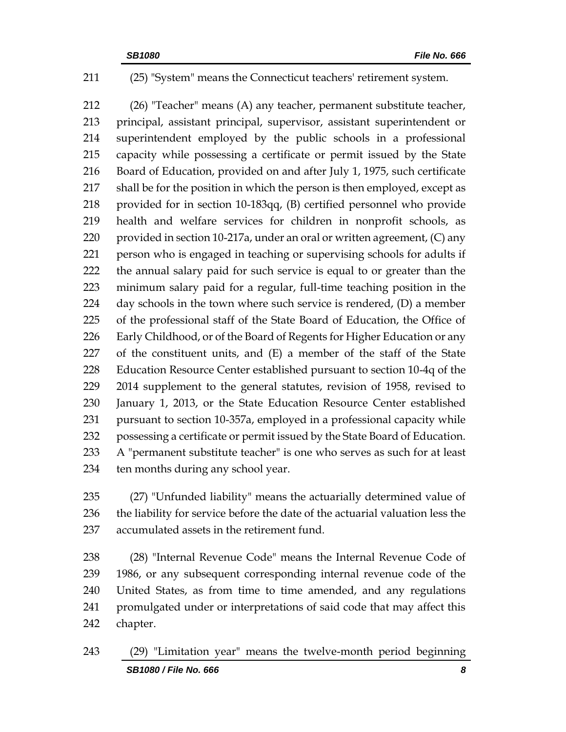(25) "System" means the Connecticut teachers' retirement system.

(26) "Teacher" means (A) any teacher, permanent substitute teacher, principal, assistant principal, supervisor, assistant superintendent or superintendent employed by the public schools in a professional capacity while possessing a certificate or permit issued by the State Board of Education, provided on and after July 1, 1975, such certificate shall be for the position in which the person is then employed, except as provided for in section 10-183qq, (B) certified personnel who provide health and welfare services for children in nonprofit schools, as provided in section 10-217a, under an oral or written agreement, (C) any person who is engaged in teaching or supervising schools for adults if the annual salary paid for such service is equal to or greater than the minimum salary paid for a regular, full-time teaching position in the day schools in the town where such service is rendered, (D) a member of the professional staff of the State Board of Education, the Office of Early Childhood, or of the Board of Regents for Higher Education or any of the constituent units, and (E) a member of the staff of the State Education Resource Center established pursuant to section 10-4q of the 2014 supplement to the general statutes, revision of 1958, revised to January 1, 2013, or the State Education Resource Center established pursuant to section 10-357a, employed in a professional capacity while possessing a certificate or permit issued by the State Board of Education. A "permanent substitute teacher" is one who serves as such for at least ten months during any school year.

(27) "Unfunded liability" means the actuarially determined value of the liability for service before the date of the actuarial valuation less the accumulated assets in the retirement fund.

(28) "Internal Revenue Code" means the Internal Revenue Code of 1986, or any subsequent corresponding internal revenue code of the United States, as from time to time amended, and any regulations promulgated under or interpretations of said code that may affect this chapter.

(29) "Limitation year" means the twelve-month period beginning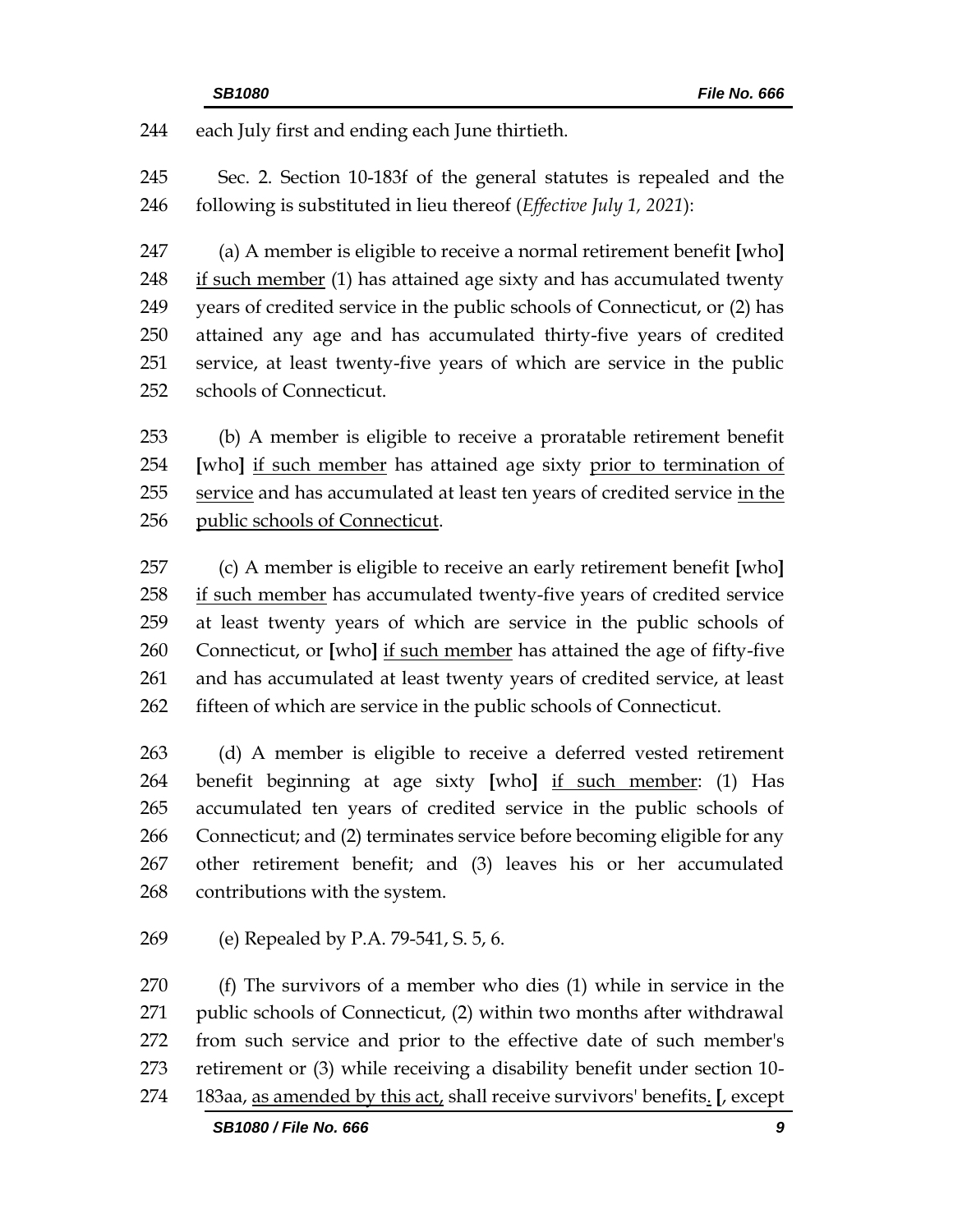244 each July first and ending each June thirtieth.

245 Sec. 2. Section 10-183f of the general statutes is repealed and the
246 following is substituted in lieu thereof (*Effective July 1, 2021*):

247 (a) A member is eligible to receive a normal retirement benefit **[**who**]**
248 <u>if such member</u> (1) has attained age sixty and has accumulated twenty
249 years of credited service in the public schools of Connecticut, or (2) has
250 attained any age and has accumulated thirty-five years of credited
251 service, at least twenty-five years of which are service in the public
252 schools of Connecticut.

253 (b) A member is eligible to receive a proratable retirement benefit
254 **[**who**]** <u>if such member</u> has attained age sixty <u>prior to termination of</u>
255 <u>service</u> and has accumulated at least ten years of credited service <u>in the</u>
256 <u>public schools of Connecticut</u>.

257 (c) A member is eligible to receive an early retirement benefit **[**who**]**
258 <u>if such member</u> has accumulated twenty-five years of credited service
259 at least twenty years of which are service in the public schools of
260 Connecticut, or **[**who**]** <u>if such member</u> has attained the age of fifty-five
261 and has accumulated at least twenty years of credited service, at least
262 fifteen of which are service in the public schools of Connecticut.

263 (d) A member is eligible to receive a deferred vested retirement
264 benefit beginning at age sixty **[**who**]** <u>if such member</u>: (1) Has
265 accumulated ten years of credited service in the public schools of
266 Connecticut; and (2) terminates service before becoming eligible for any
267 other retirement benefit; and (3) leaves his or her accumulated
268 contributions with the system.

269 (e) Repealed by P.A. 79-541, S. 5, 6.

270 (f) The survivors of a member who dies (1) while in service in the
271 public schools of Connecticut, (2) within two months after withdrawal
272 from such service and prior to the effective date of such member's
273 retirement or (3) while receiving a disability benefit under section 10-
274 183aa, <u>as amended by this act,</u> shall receive survivors' benefits<u>.</u> **[**, except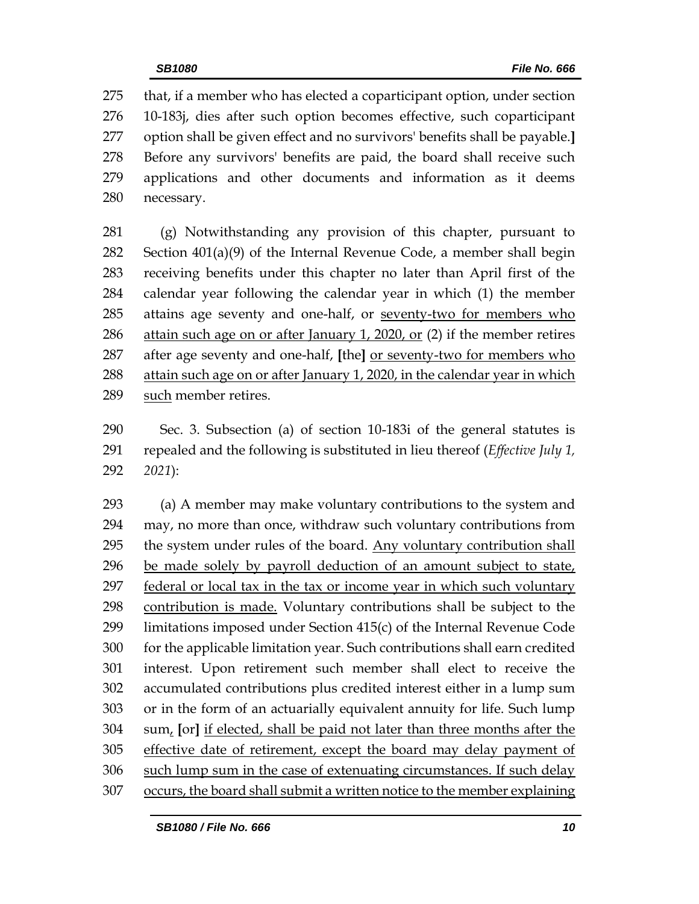that, if a member who has elected a coparticipant option, under section 10-183j, dies after such option becomes effective, such coparticipant option shall be given effect and no survivors' benefits shall be payable.**]** Before any survivors' benefits are paid, the board shall receive such applications and other documents and information as it deems necessary.

(g) Notwithstanding any provision of this chapter, pursuant to Section 401(a)(9) of the Internal Revenue Code, a member shall begin receiving benefits under this chapter no later than April first of the calendar year following the calendar year in which (1) the member attains age seventy and one-half, or <u>seventy-two for members who attain such age on or after January 1, 2020, or</u> (2) if the member retires after age seventy and one-half, **[**the**]** <u>or seventy-two for members who attain such age on or after January 1, 2020, in the calendar year in which such</u> member retires.

Sec. 3. Subsection (a) of section 10-183i of the general statutes is repealed and the following is substituted in lieu thereof (*Effective July 1, 2021*):

(a) A member may make voluntary contributions to the system and may, no more than once, withdraw such voluntary contributions from the system under rules of the board. <u>Any voluntary contribution shall be made solely by payroll deduction of an amount subject to state, federal or local tax in the tax or income year in which such voluntary contribution is made.</u> Voluntary contributions shall be subject to the limitations imposed under Section 415(c) of the Internal Revenue Code for the applicable limitation year. Such contributions shall earn credited interest. Upon retirement such member shall elect to receive the accumulated contributions plus credited interest either in a lump sum or in the form of an actuarially equivalent annuity for life. Such lump sum<u>,</u> **[**or**]** <u>if elected, shall be paid not later than three months after the effective date of retirement, except the board may delay payment of such lump sum in the case of extenuating circumstances. If such delay occurs, the board shall submit a written notice to the member explaining</u>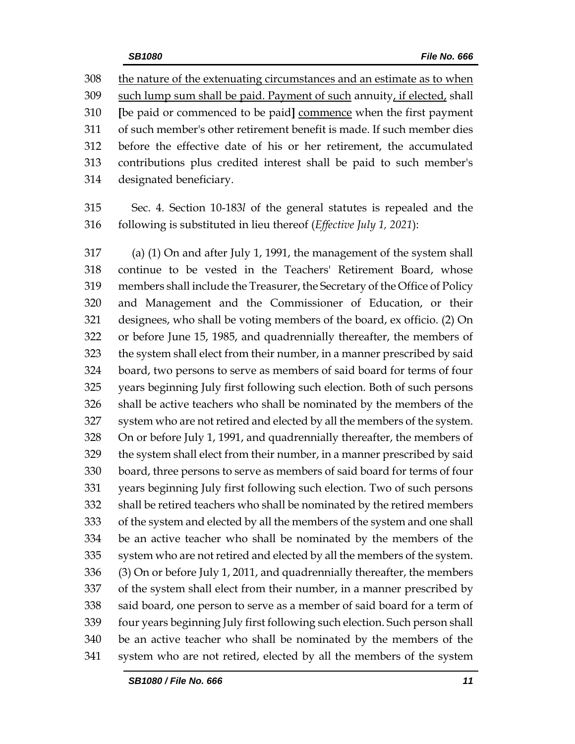308 the nature of the extenuating circumstances and an estimate as to when
309 such lump sum shall be paid. Payment of such annuity, if elected, shall
310 [be paid or commenced to be paid] commence when the first payment
311 of such member's other retirement benefit is made. If such member dies
312 before the effective date of his or her retirement, the accumulated
313 contributions plus credited interest shall be paid to such member's
314 designated beneficiary.

315 Sec. 4. Section 10-183*l* of the general statutes is repealed and the
316 following is substituted in lieu thereof (*Effective July 1, 2021*):

317 (a) (1) On and after July 1, 1991, the management of the system shall
318 continue to be vested in the Teachers' Retirement Board, whose
319 members shall include the Treasurer, the Secretary of the Office of Policy
320 and Management and the Commissioner of Education, or their
321 designees, who shall be voting members of the board, ex officio. (2) On
322 or before June 15, 1985, and quadrennially thereafter, the members of
323 the system shall elect from their number, in a manner prescribed by said
324 board, two persons to serve as members of said board for terms of four
325 years beginning July first following such election. Both of such persons
326 shall be active teachers who shall be nominated by the members of the
327 system who are not retired and elected by all the members of the system.
328 On or before July 1, 1991, and quadrennially thereafter, the members of
329 the system shall elect from their number, in a manner prescribed by said
330 board, three persons to serve as members of said board for terms of four
331 years beginning July first following such election. Two of such persons
332 shall be retired teachers who shall be nominated by the retired members
333 of the system and elected by all the members of the system and one shall
334 be an active teacher who shall be nominated by the members of the
335 system who are not retired and elected by all the members of the system.
336 (3) On or before July 1, 2011, and quadrennially thereafter, the members
337 of the system shall elect from their number, in a manner prescribed by
338 said board, one person to serve as a member of said board for a term of
339 four years beginning July first following such election. Such person shall
340 be an active teacher who shall be nominated by the members of the
341 system who are not retired, elected by all the members of the system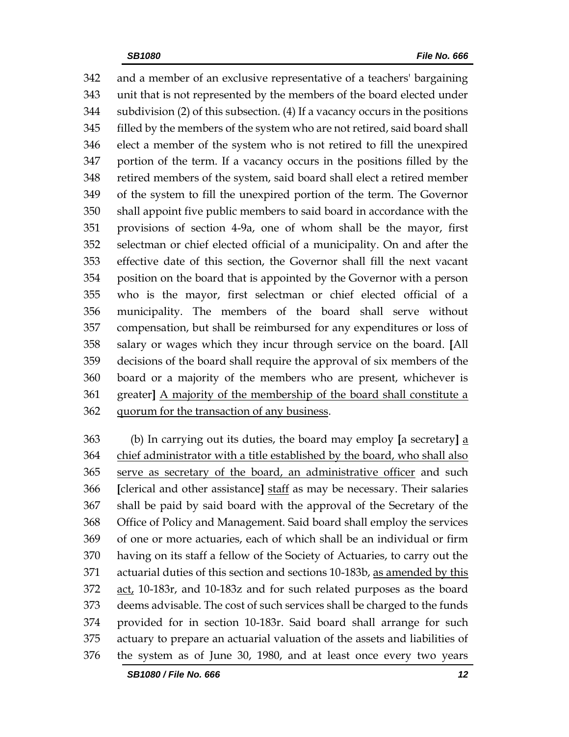and a member of an exclusive representative of a teachers' bargaining unit that is not represented by the members of the board elected under subdivision (2) of this subsection. (4) If a vacancy occurs in the positions filled by the members of the system who are not retired, said board shall elect a member of the system who is not retired to fill the unexpired portion of the term. If a vacancy occurs in the positions filled by the retired members of the system, said board shall elect a retired member of the system to fill the unexpired portion of the term. The Governor shall appoint five public members to said board in accordance with the provisions of section 4-9a, one of whom shall be the mayor, first selectman or chief elected official of a municipality. On and after the effective date of this section, the Governor shall fill the next vacant position on the board that is appointed by the Governor with a person who is the mayor, first selectman or chief elected official of a municipality. The members of the board shall serve without compensation, but shall be reimbursed for any expenditures or loss of salary or wages which they incur through service on the board. [All decisions of the board shall require the approval of six members of the board or a majority of the members who are present, whichever is greater] <u>A majority of the membership of the board shall constitute a quorum for the transaction of any business</u>.

(b) In carrying out its duties, the board may employ [a secretary] <u>a chief administrator with a title established by the board, who shall also serve as secretary of the board, an administrative officer</u> and such [clerical and other assistance] <u>staff</u> as may be necessary. Their salaries shall be paid by said board with the approval of the Secretary of the Office of Policy and Management. Said board shall employ the services of one or more actuaries, each of which shall be an individual or firm having on its staff a fellow of the Society of Actuaries, to carry out the actuarial duties of this section and sections 10-183b, <u>as amended by this act,</u> 10-183r, and 10-183z and for such related purposes as the board deems advisable. The cost of such services shall be charged to the funds provided for in section 10-183r. Said board shall arrange for such actuary to prepare an actuarial valuation of the assets and liabilities of the system as of June 30, 1980, and at least once every two years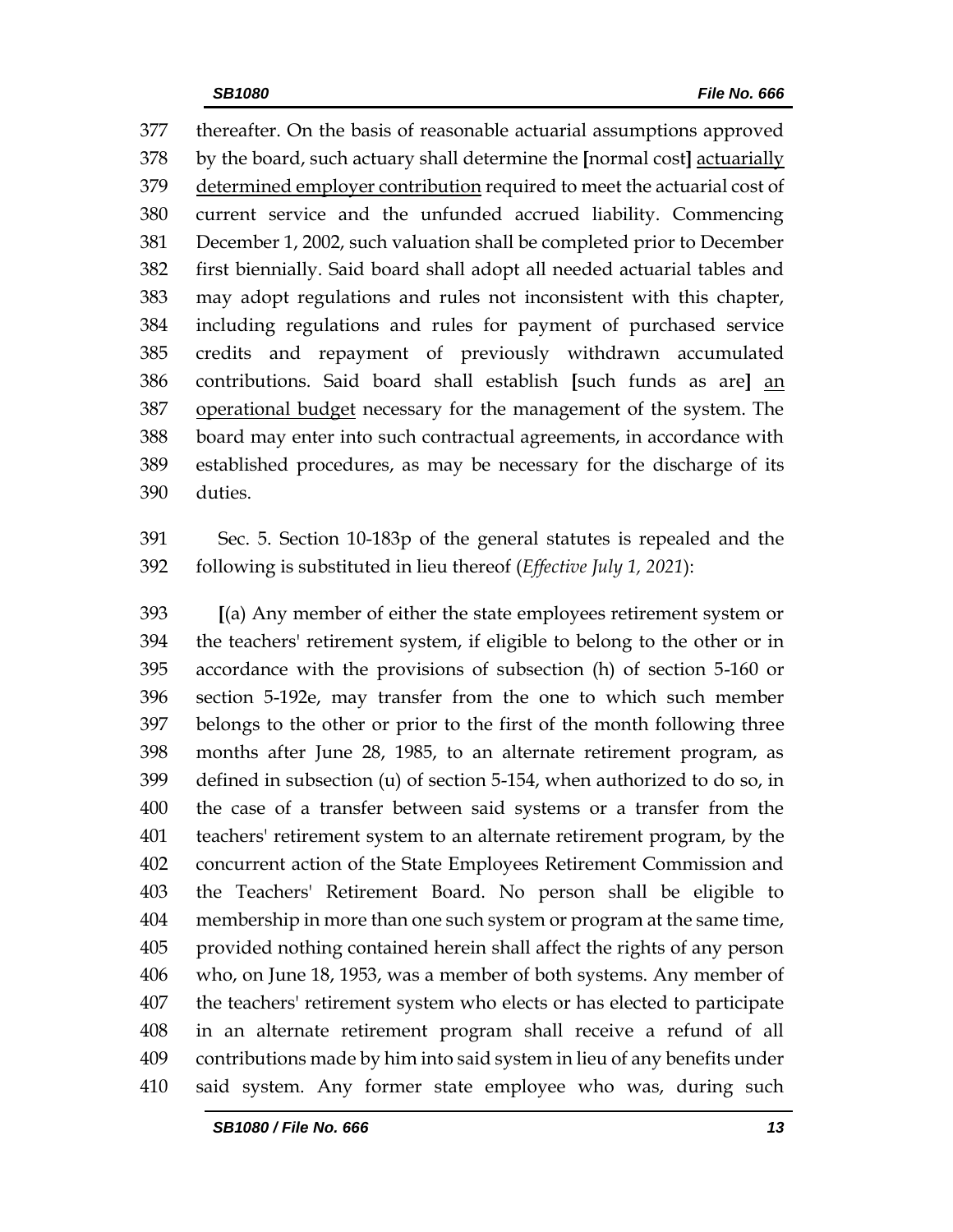thereafter. On the basis of reasonable actuarial assumptions approved by the board, such actuary shall determine the [normal cost] <u>actuarially determined employer contribution</u> required to meet the actuarial cost of current service and the unfunded accrued liability. Commencing December 1, 2002, such valuation shall be completed prior to December first biennially. Said board shall adopt all needed actuarial tables and may adopt regulations and rules not inconsistent with this chapter, including regulations and rules for payment of purchased service credits and repayment of previously withdrawn accumulated contributions. Said board shall establish [such funds as are] <u>an operational budget</u> necessary for the management of the system. The board may enter into such contractual agreements, in accordance with established procedures, as may be necessary for the discharge of its duties.

Sec. 5. Section 10-183p of the general statutes is repealed and the following is substituted in lieu thereof (*Effective July 1, 2021*):

[(a) Any member of either the state employees retirement system or the teachers' retirement system, if eligible to belong to the other or in accordance with the provisions of subsection (h) of section 5-160 or section 5-192e, may transfer from the one to which such member belongs to the other or prior to the first of the month following three months after June 28, 1985, to an alternate retirement program, as defined in subsection (u) of section 5-154, when authorized to do so, in the case of a transfer between said systems or a transfer from the teachers' retirement system to an alternate retirement program, by the concurrent action of the State Employees Retirement Commission and the Teachers' Retirement Board. No person shall be eligible to membership in more than one such system or program at the same time, provided nothing contained herein shall affect the rights of any person who, on June 18, 1953, was a member of both systems. Any member of the teachers' retirement system who elects or has elected to participate in an alternate retirement program shall receive a refund of all contributions made by him into said system in lieu of any benefits under said system. Any former state employee who was, during such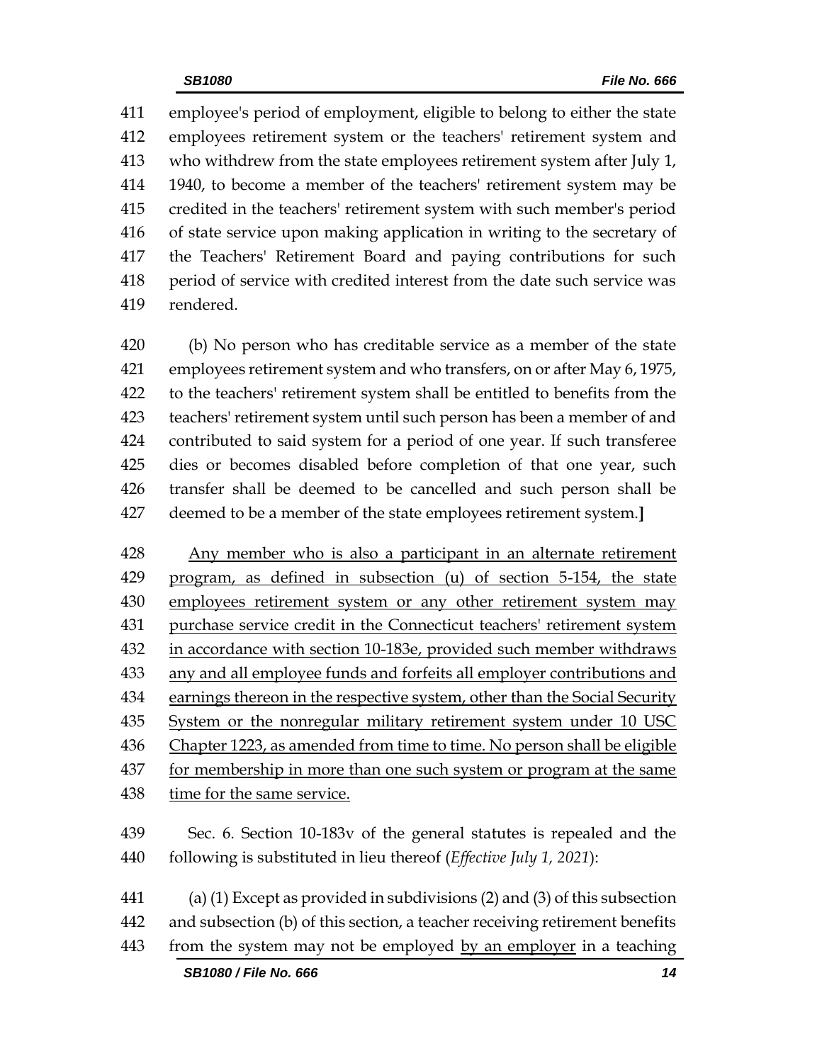employee's period of employment, eligible to belong to either the state employees retirement system or the teachers' retirement system and who withdrew from the state employees retirement system after July 1, 1940, to become a member of the teachers' retirement system may be credited in the teachers' retirement system with such member's period of state service upon making application in writing to the secretary of the Teachers' Retirement Board and paying contributions for such period of service with credited interest from the date such service was rendered.

(b) No person who has creditable service as a member of the state employees retirement system and who transfers, on or after May 6, 1975, to the teachers' retirement system shall be entitled to benefits from the teachers' retirement system until such person has been a member of and contributed to said system for a period of one year. If such transferee dies or becomes disabled before completion of that one year, such transfer shall be deemed to be cancelled and such person shall be deemed to be a member of the state employees retirement system.**]**

<u>Any member who is also a participant in an alternate retirement program, as defined in subsection (u) of section 5-154, the state employees retirement system or any other retirement system may purchase service credit in the Connecticut teachers' retirement system in accordance with section 10-183e, provided such member withdraws any and all employee funds and forfeits all employer contributions and earnings thereon in the respective system, other than the Social Security System or the nonregular military retirement system under 10 USC Chapter 1223, as amended from time to time. No person shall be eligible for membership in more than one such system or program at the same time for the same service.</u>

Sec. 6. Section 10-183v of the general statutes is repealed and the following is substituted in lieu thereof (*Effective July 1, 2021*):

(a) (1) Except as provided in subdivisions (2) and (3) of this subsection and subsection (b) of this section, a teacher receiving retirement benefits from the system may not be employed <u>by an employer</u> in a teaching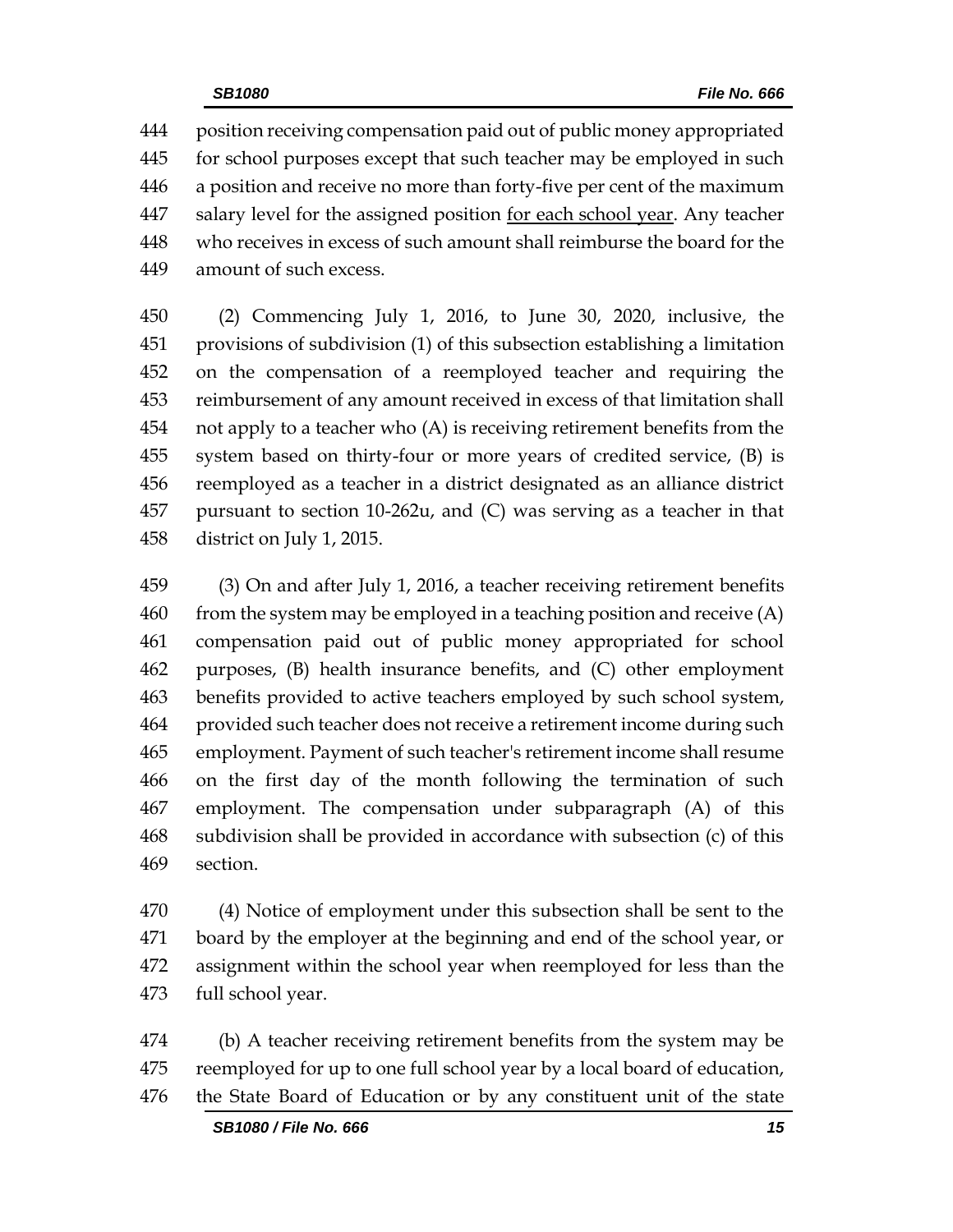position receiving compensation paid out of public money appropriated for school purposes except that such teacher may be employed in such a position and receive no more than forty-five per cent of the maximum salary level for the assigned position <u>for each school year</u>. Any teacher who receives in excess of such amount shall reimburse the board for the amount of such excess.

(2) Commencing July 1, 2016, to June 30, 2020, inclusive, the provisions of subdivision (1) of this subsection establishing a limitation on the compensation of a reemployed teacher and requiring the reimbursement of any amount received in excess of that limitation shall not apply to a teacher who (A) is receiving retirement benefits from the system based on thirty-four or more years of credited service, (B) is reemployed as a teacher in a district designated as an alliance district pursuant to section 10-262u, and (C) was serving as a teacher in that district on July 1, 2015.

(3) On and after July 1, 2016, a teacher receiving retirement benefits from the system may be employed in a teaching position and receive (A) compensation paid out of public money appropriated for school purposes, (B) health insurance benefits, and (C) other employment benefits provided to active teachers employed by such school system, provided such teacher does not receive a retirement income during such employment. Payment of such teacher's retirement income shall resume on the first day of the month following the termination of such employment. The compensation under subparagraph (A) of this subdivision shall be provided in accordance with subsection (c) of this section.

(4) Notice of employment under this subsection shall be sent to the board by the employer at the beginning and end of the school year, or assignment within the school year when reemployed for less than the full school year.

(b) A teacher receiving retirement benefits from the system may be reemployed for up to one full school year by a local board of education, the State Board of Education or by any constituent unit of the state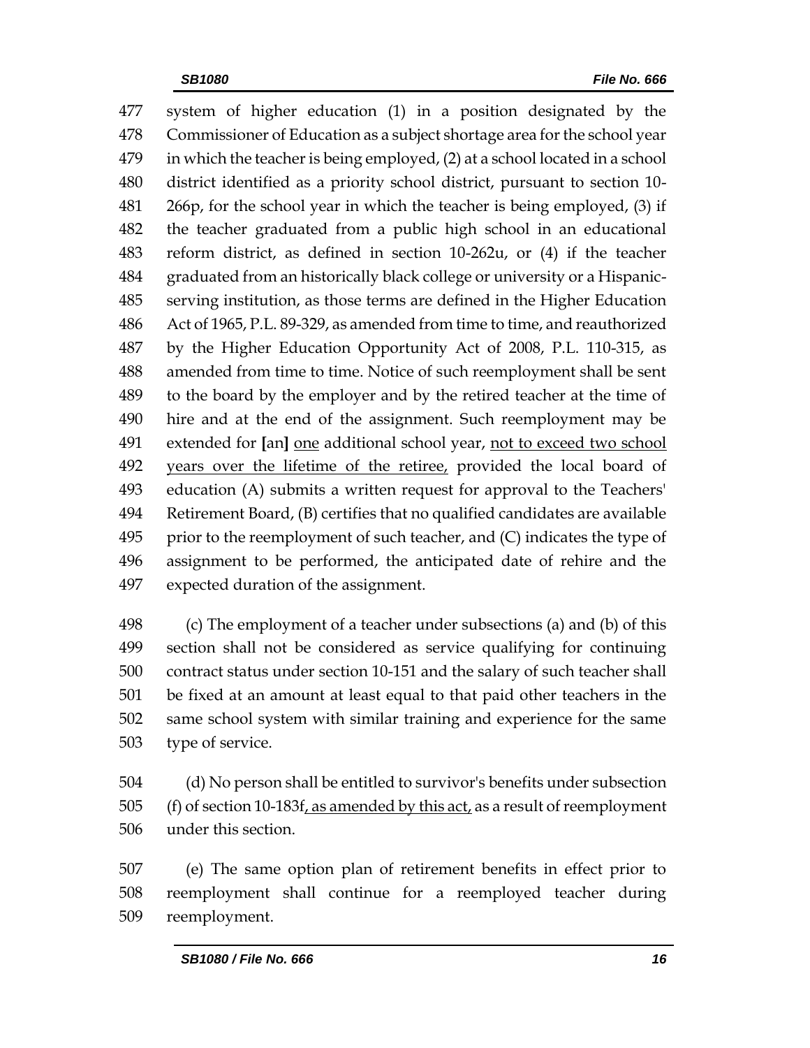477 system of higher education (1) in a position designated by the
478 Commissioner of Education as a subject shortage area for the school year
479 in which the teacher is being employed, (2) at a school located in a school
480 district identified as a priority school district, pursuant to section 10-
481 266p, for the school year in which the teacher is being employed, (3) if
482 the teacher graduated from a public high school in an educational
483 reform district, as defined in section 10-262u, or (4) if the teacher
484 graduated from an historically black college or university or a Hispanic-
485 serving institution, as those terms are defined in the Higher Education
486 Act of 1965, P.L. 89-329, as amended from time to time, and reauthorized
487 by the Higher Education Opportunity Act of 2008, P.L. 110-315, as
488 amended from time to time. Notice of such reemployment shall be sent
489 to the board by the employer and by the retired teacher at the time of
490 hire and at the end of the assignment. Such reemployment may be
491 extended for **[**an**]** <u>one</u> additional school year, <u>not to exceed two school</u>
492 <u>years over the lifetime of the retiree,</u> provided the local board of
493 education (A) submits a written request for approval to the Teachers'
494 Retirement Board, (B) certifies that no qualified candidates are available
495 prior to the reemployment of such teacher, and (C) indicates the type of
496 assignment to be performed, the anticipated date of rehire and the
497 expected duration of the assignment.

498 (c) The employment of a teacher under subsections (a) and (b) of this
499 section shall not be considered as service qualifying for continuing
500 contract status under section 10-151 and the salary of such teacher shall
501 be fixed at an amount at least equal to that paid other teachers in the
502 same school system with similar training and experience for the same
503 type of service.

504 (d) No person shall be entitled to survivor's benefits under subsection
505 (f) of section 10-183f<u>, as amended by this act,</u> as a result of reemployment
506 under this section.

507 (e) The same option plan of retirement benefits in effect prior to
508 reemployment shall continue for a reemployed teacher during
509 reemployment.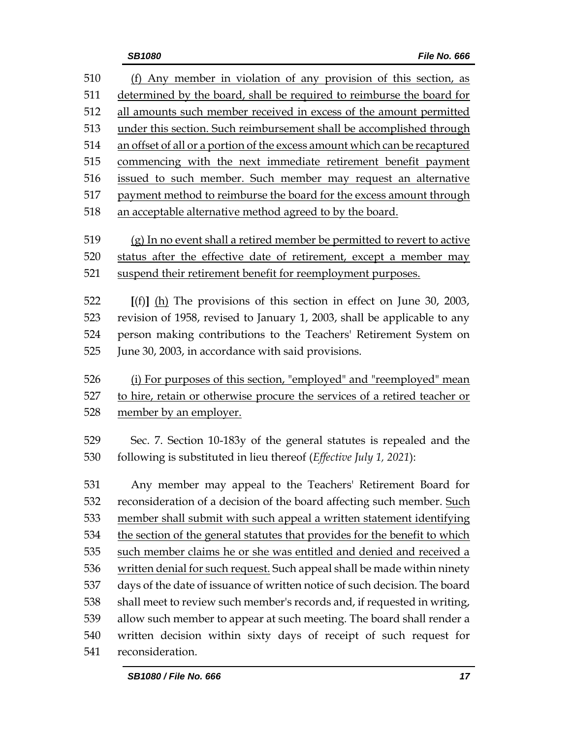(f) Any member in violation of any provision of this section, as determined by the board, shall be required to reimburse the board for all amounts such member received in excess of the amount permitted under this section. Such reimbursement shall be accomplished through an offset of all or a portion of the excess amount which can be recaptured commencing with the next immediate retirement benefit payment issued to such member. Such member may request an alternative payment method to reimburse the board for the excess amount through an acceptable alternative method agreed to by the board.

(g) In no event shall a retired member be permitted to revert to active status after the effective date of retirement, except a member may suspend their retirement benefit for reemployment purposes.

[(f)] (h) The provisions of this section in effect on June 30, 2003, revision of 1958, revised to January 1, 2003, shall be applicable to any person making contributions to the Teachers' Retirement System on June 30, 2003, in accordance with said provisions.

(i) For purposes of this section, "employed" and "reemployed" mean to hire, retain or otherwise procure the services of a retired teacher or member by an employer.

Sec. 7. Section 10-183y of the general statutes is repealed and the following is substituted in lieu thereof (*Effective July 1, 2021*):

Any member may appeal to the Teachers' Retirement Board for reconsideration of a decision of the board affecting such member. Such member shall submit with such appeal a written statement identifying the section of the general statutes that provides for the benefit to which such member claims he or she was entitled and denied and received a written denial for such request. Such appeal shall be made within ninety days of the date of issuance of written notice of such decision. The board shall meet to review such member's records and, if requested in writing, allow such member to appear at such meeting. The board shall render a written decision within sixty days of receipt of such request for reconsideration.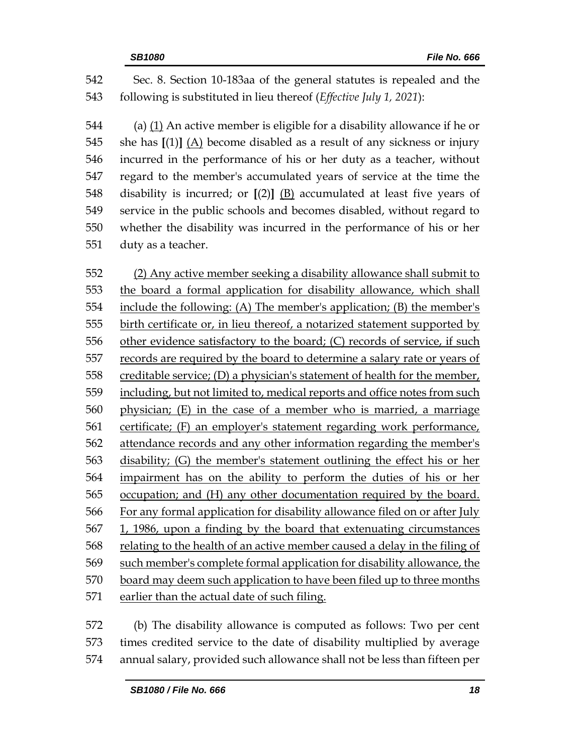Sec. 8. Section 10-183aa of the general statutes is repealed and the following is substituted in lieu thereof (*Effective July 1, 2021*):

(a) <u>(1)</u> An active member is eligible for a disability allowance if he or she has **[**(1)**]** <u>(A)</u> become disabled as a result of any sickness or injury incurred in the performance of his or her duty as a teacher, without regard to the member's accumulated years of service at the time the disability is incurred; or **[**(2)**]** <u>(B)</u> accumulated at least five years of service in the public schools and becomes disabled, without regard to whether the disability was incurred in the performance of his or her duty as a teacher.

<u>(2) Any active member seeking a disability allowance shall submit to the board a formal application for disability allowance, which shall include the following: (A) The member's application; (B) the member's birth certificate or, in lieu thereof, a notarized statement supported by other evidence satisfactory to the board; (C) records of service, if such records are required by the board to determine a salary rate or years of creditable service; (D) a physician's statement of health for the member, including, but not limited to, medical reports and office notes from such physician; (E) in the case of a member who is married, a marriage certificate; (F) an employer's statement regarding work performance, attendance records and any other information regarding the member's disability; (G) the member's statement outlining the effect his or her impairment has on the ability to perform the duties of his or her occupation; and (H) any other documentation required by the board. For any formal application for disability allowance filed on or after July 1, 1986, upon a finding by the board that extenuating circumstances relating to the health of an active member caused a delay in the filing of such member's complete formal application for disability allowance, the board may deem such application to have been filed up to three months earlier than the actual date of such filing.</u>

(b) The disability allowance is computed as follows: Two per cent times credited service to the date of disability multiplied by average annual salary, provided such allowance shall not be less than fifteen per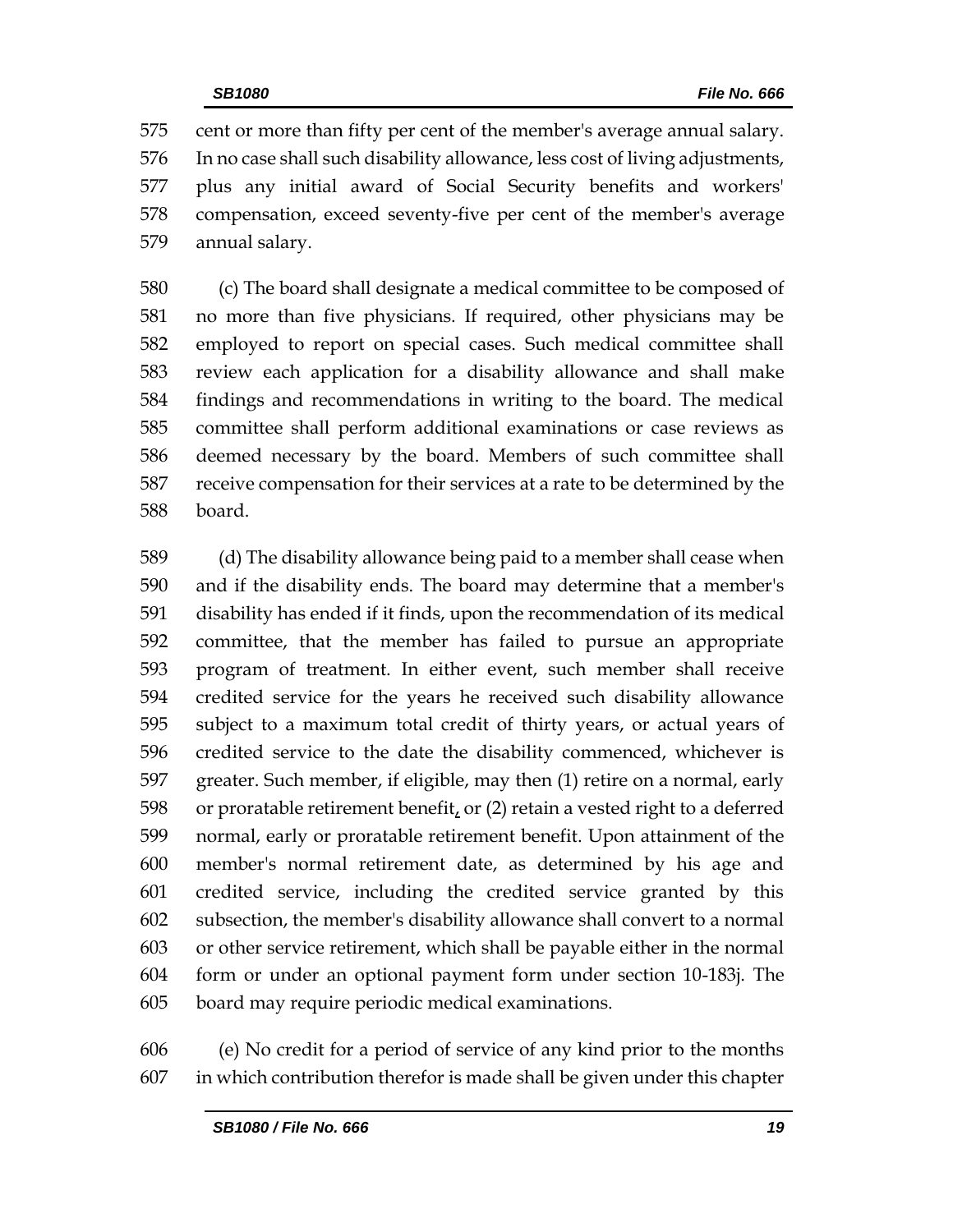cent or more than fifty per cent of the member's average annual salary. In no case shall such disability allowance, less cost of living adjustments, plus any initial award of Social Security benefits and workers' compensation, exceed seventy-five per cent of the member's average annual salary.

(c) The board shall designate a medical committee to be composed of no more than five physicians. If required, other physicians may be employed to report on special cases. Such medical committee shall review each application for a disability allowance and shall make findings and recommendations in writing to the board. The medical committee shall perform additional examinations or case reviews as deemed necessary by the board. Members of such committee shall receive compensation for their services at a rate to be determined by the board.

(d) The disability allowance being paid to a member shall cease when and if the disability ends. The board may determine that a member's disability has ended if it finds, upon the recommendation of its medical committee, that the member has failed to pursue an appropriate program of treatment. In either event, such member shall receive credited service for the years he received such disability allowance subject to a maximum total credit of thirty years, or actual years of credited service to the date the disability commenced, whichever is greater. Such member, if eligible, may then (1) retire on a normal, early or proratable retirement benefit, or (2) retain a vested right to a deferred normal, early or proratable retirement benefit. Upon attainment of the member's normal retirement date, as determined by his age and credited service, including the credited service granted by this subsection, the member's disability allowance shall convert to a normal or other service retirement, which shall be payable either in the normal form or under an optional payment form under section 10-183j. The board may require periodic medical examinations.

(e) No credit for a period of service of any kind prior to the months in which contribution therefor is made shall be given under this chapter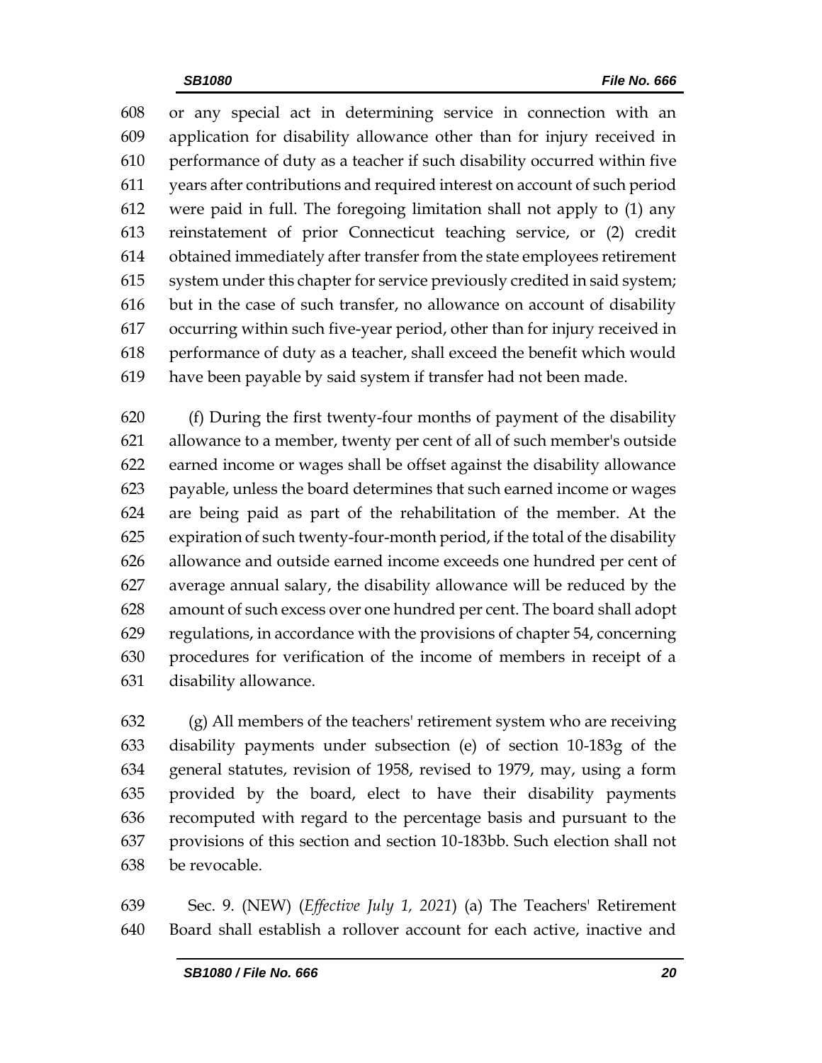or any special act in determining service in connection with an application for disability allowance other than for injury received in performance of duty as a teacher if such disability occurred within five years after contributions and required interest on account of such period were paid in full. The foregoing limitation shall not apply to (1) any reinstatement of prior Connecticut teaching service, or (2) credit obtained immediately after transfer from the state employees retirement system under this chapter for service previously credited in said system; but in the case of such transfer, no allowance on account of disability occurring within such five-year period, other than for injury received in performance of duty as a teacher, shall exceed the benefit which would have been payable by said system if transfer had not been made.

(f) During the first twenty-four months of payment of the disability allowance to a member, twenty per cent of all of such member's outside earned income or wages shall be offset against the disability allowance payable, unless the board determines that such earned income or wages are being paid as part of the rehabilitation of the member. At the expiration of such twenty-four-month period, if the total of the disability allowance and outside earned income exceeds one hundred per cent of average annual salary, the disability allowance will be reduced by the amount of such excess over one hundred per cent. The board shall adopt regulations, in accordance with the provisions of chapter 54, concerning procedures for verification of the income of members in receipt of a disability allowance.

(g) All members of the teachers' retirement system who are receiving disability payments under subsection (e) of section 10-183g of the general statutes, revision of 1958, revised to 1979, may, using a form provided by the board, elect to have their disability payments recomputed with regard to the percentage basis and pursuant to the provisions of this section and section 10-183bb. Such election shall not be revocable.

Sec. 9. (NEW) (*Effective July 1, 2021*) (a) The Teachers' Retirement Board shall establish a rollover account for each active, inactive and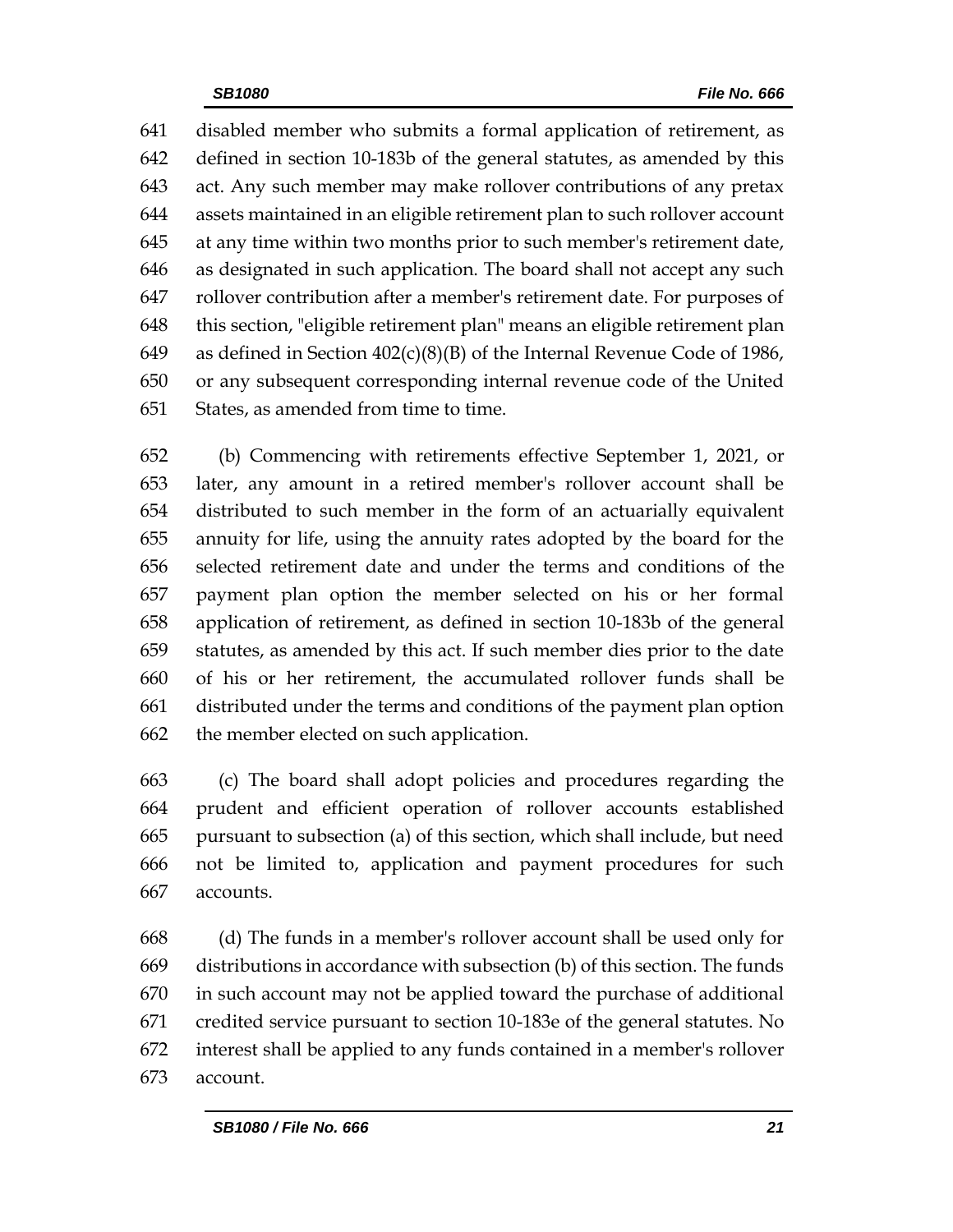disabled member who submits a formal application of retirement, as defined in section 10-183b of the general statutes, as amended by this act. Any such member may make rollover contributions of any pretax assets maintained in an eligible retirement plan to such rollover account at any time within two months prior to such member's retirement date, as designated in such application. The board shall not accept any such rollover contribution after a member's retirement date. For purposes of this section, "eligible retirement plan" means an eligible retirement plan as defined in Section 402(c)(8)(B) of the Internal Revenue Code of 1986, or any subsequent corresponding internal revenue code of the United States, as amended from time to time.

(b) Commencing with retirements effective September 1, 2021, or later, any amount in a retired member's rollover account shall be distributed to such member in the form of an actuarially equivalent annuity for life, using the annuity rates adopted by the board for the selected retirement date and under the terms and conditions of the payment plan option the member selected on his or her formal application of retirement, as defined in section 10-183b of the general statutes, as amended by this act. If such member dies prior to the date of his or her retirement, the accumulated rollover funds shall be distributed under the terms and conditions of the payment plan option the member elected on such application.

(c) The board shall adopt policies and procedures regarding the prudent and efficient operation of rollover accounts established pursuant to subsection (a) of this section, which shall include, but need not be limited to, application and payment procedures for such accounts.

(d) The funds in a member's rollover account shall be used only for distributions in accordance with subsection (b) of this section. The funds in such account may not be applied toward the purchase of additional credited service pursuant to section 10-183e of the general statutes. No interest shall be applied to any funds contained in a member's rollover account.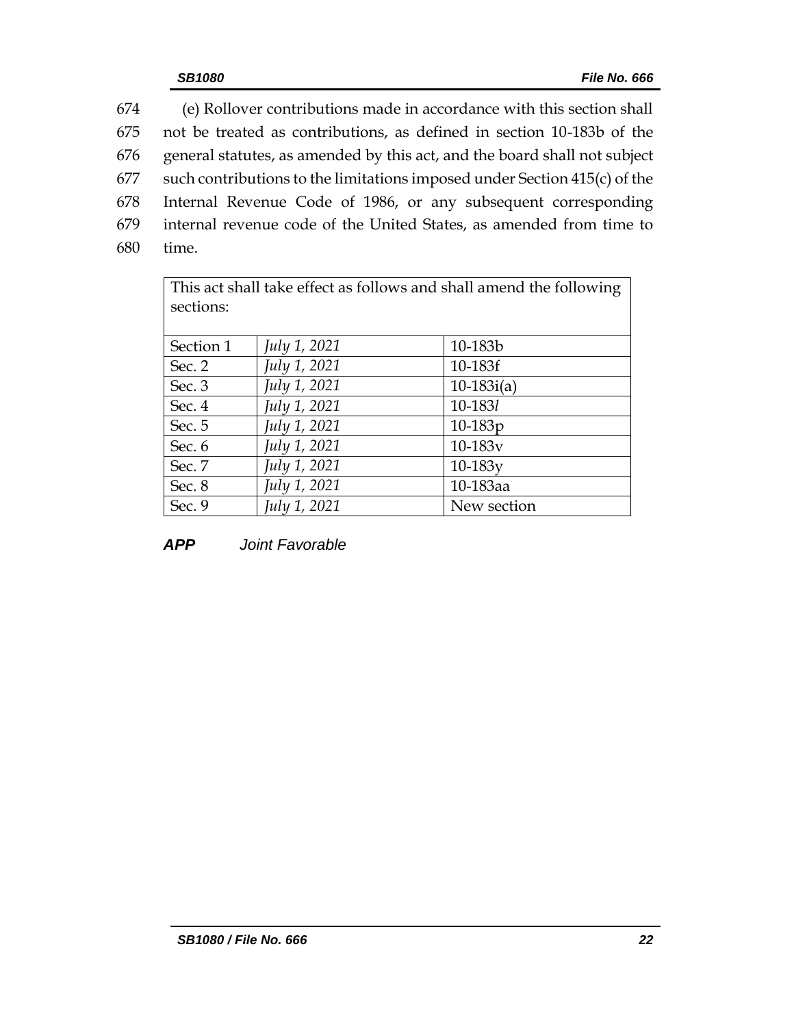674 (e) Rollover contributions made in accordance with this section shall
675 not be treated as contributions, as defined in section 10-183b of the
676 general statutes, as amended by this act, and the board shall not subject
677 such contributions to the limitations imposed under Section 415(c) of the
678 Internal Revenue Code of 1986, or any subsequent corresponding
679 internal revenue code of the United States, as amended from time to
680 time.

| This act shall take effect as follows and shall amend the following sections: | | |
|---|---|---|
| Section 1 | *July 1, 2021* | 10-183b |
| Sec. 2 | *July 1, 2021* | 10-183f |
| Sec. 3 | *July 1, 2021* | 10-183i(a) |
| Sec. 4 | *July 1, 2021* | 10-183*l* |
| Sec. 5 | *July 1, 2021* | 10-183p |
| Sec. 6 | *July 1, 2021* | 10-183v |
| Sec. 7 | *July 1, 2021* | 10-183y |
| Sec. 8 | *July 1, 2021* | 10-183aa |
| Sec. 9 | *July 1, 2021* | New section |

***APP*** *Joint Favorable*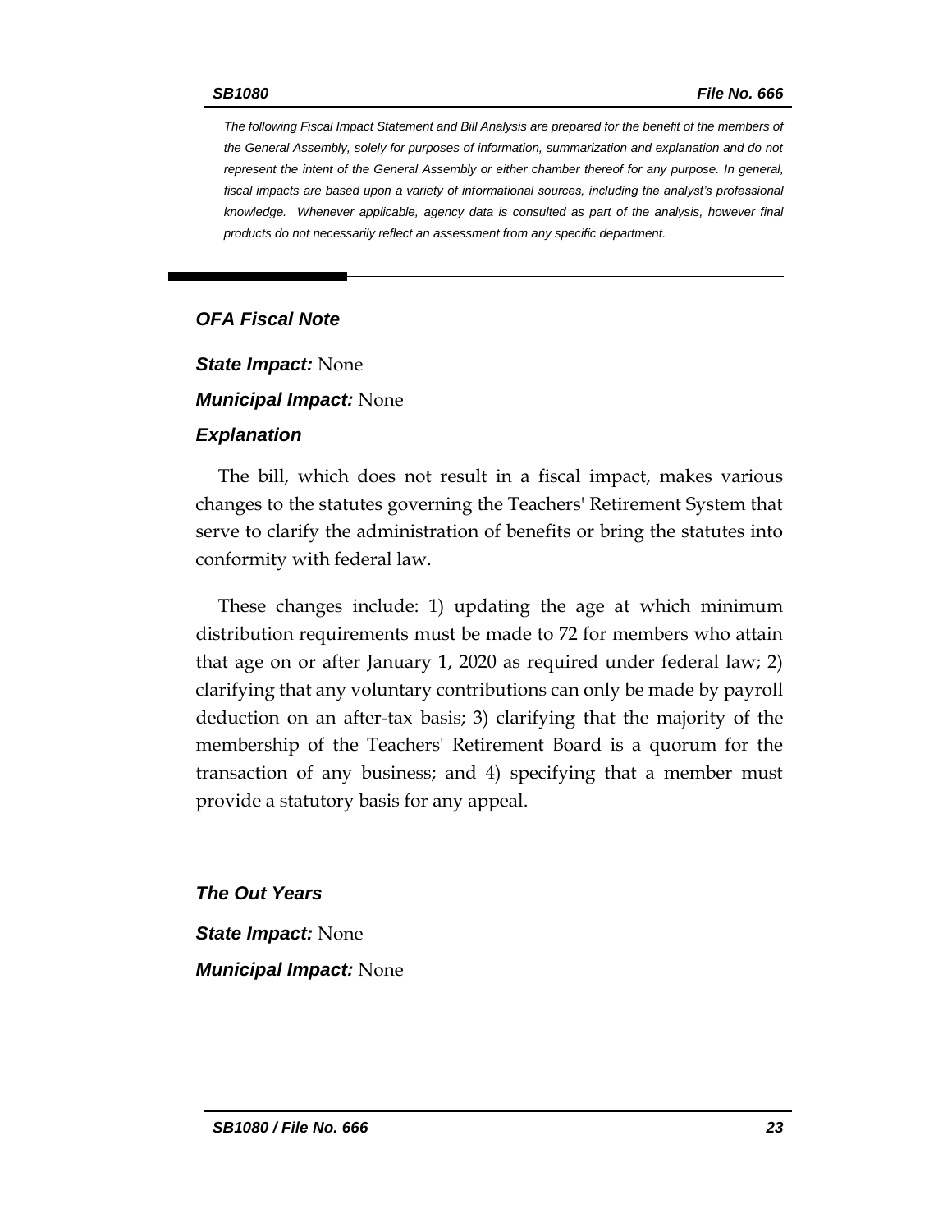*The following Fiscal Impact Statement and Bill Analysis are prepared for the benefit of the members of the General Assembly, solely for purposes of information, summarization and explanation and do not represent the intent of the General Assembly or either chamber thereof for any purpose. In general, fiscal impacts are based upon a variety of informational sources, including the analyst's professional knowledge. Whenever applicable, agency data is consulted as part of the analysis, however final products do not necessarily reflect an assessment from any specific department.*

## *OFA Fiscal Note*

***State Impact:*** None

***Municipal Impact:*** None

### *Explanation*

The bill, which does not result in a fiscal impact, makes various changes to the statutes governing the Teachers' Retirement System that serve to clarify the administration of benefits or bring the statutes into conformity with federal law.

These changes include: 1) updating the age at which minimum distribution requirements must be made to 72 for members who attain that age on or after January 1, 2020 as required under federal law; 2) clarifying that any voluntary contributions can only be made by payroll deduction on an after-tax basis; 3) clarifying that the majority of the membership of the Teachers' Retirement Board is a quorum for the transaction of any business; and 4) specifying that a member must provide a statutory basis for any appeal.

### *The Out Years*

***State Impact:*** None

***Municipal Impact:*** None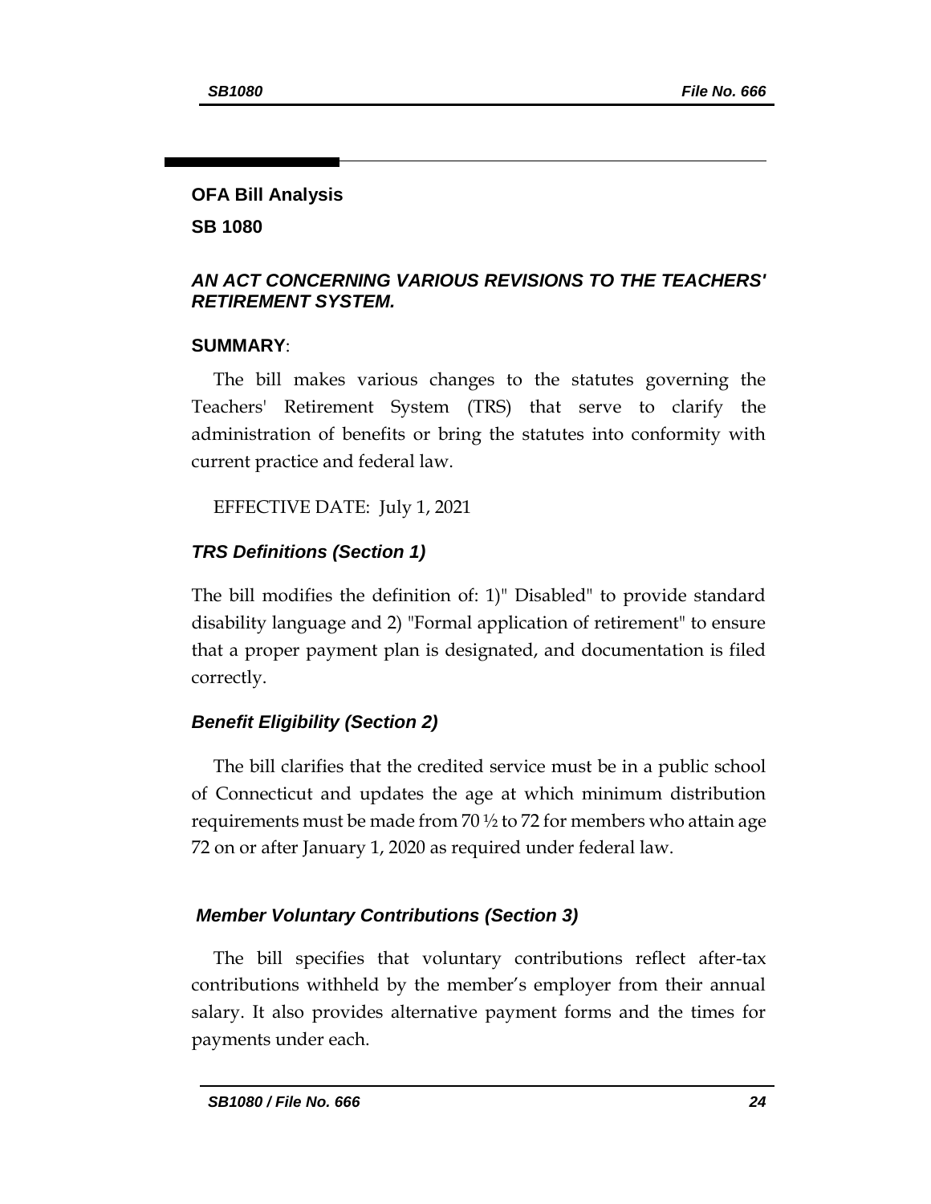## OFA Bill Analysis

## SB 1080

### *AN ACT CONCERNING VARIOUS REVISIONS TO THE TEACHERS' RETIREMENT SYSTEM.*

**SUMMARY**:

The bill makes various changes to the statutes governing the Teachers' Retirement System (TRS) that serve to clarify the administration of benefits or bring the statutes into conformity with current practice and federal law.

EFFECTIVE DATE: July 1, 2021

### *TRS Definitions (Section 1)*

The bill modifies the definition of: 1)" Disabled" to provide standard disability language and 2) "Formal application of retirement" to ensure that a proper payment plan is designated, and documentation is filed correctly.

### *Benefit Eligibility (Section 2)*

The bill clarifies that the credited service must be in a public school of Connecticut and updates the age at which minimum distribution requirements must be made from 70 ½ to 72 for members who attain age 72 on or after January 1, 2020 as required under federal law.

### *Member Voluntary Contributions (Section 3)*

The bill specifies that voluntary contributions reflect after-tax contributions withheld by the member's employer from their annual salary. It also provides alternative payment forms and the times for payments under each.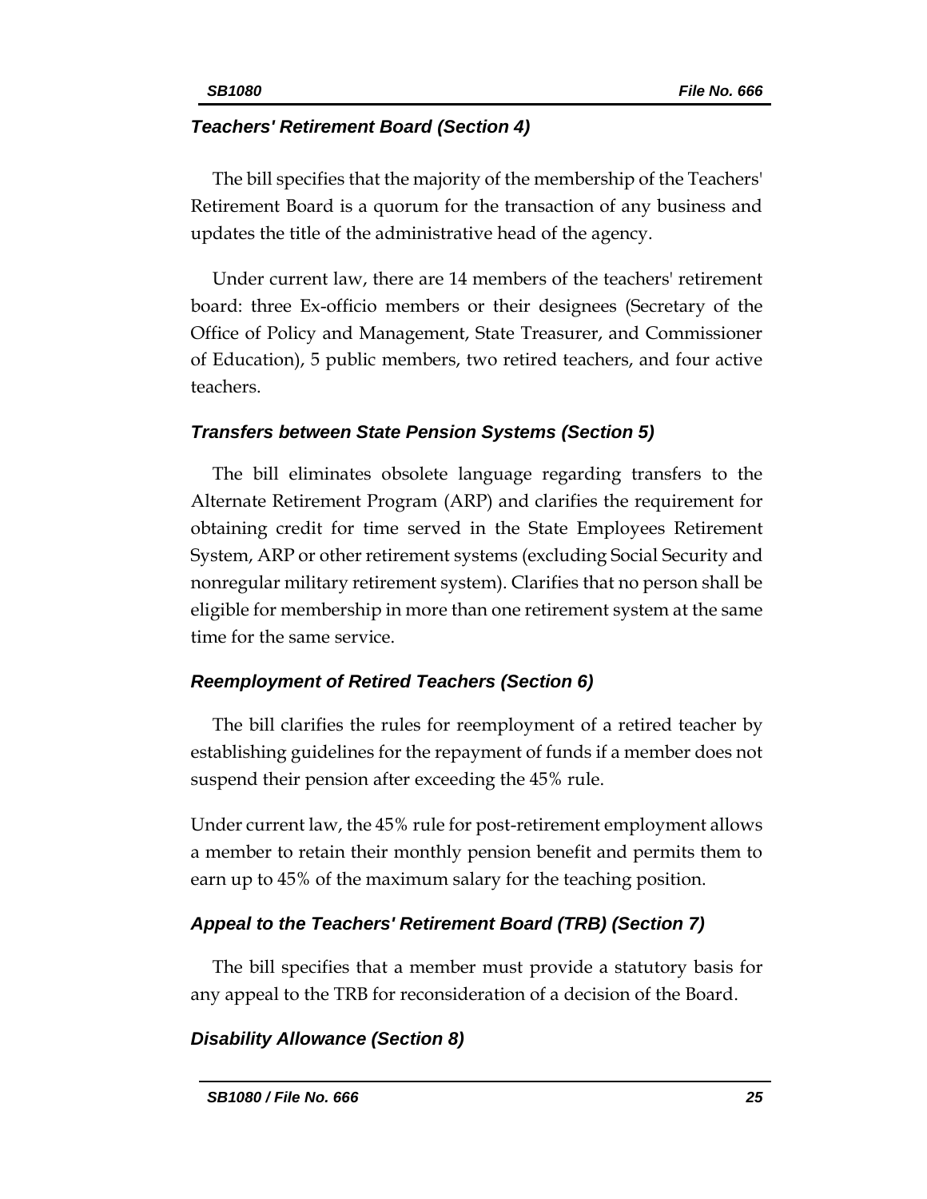### *Teachers' Retirement Board (Section 4)*

The bill specifies that the majority of the membership of the Teachers' Retirement Board is a quorum for the transaction of any business and updates the title of the administrative head of the agency.

Under current law, there are 14 members of the teachers' retirement board: three Ex-officio members or their designees (Secretary of the Office of Policy and Management, State Treasurer, and Commissioner of Education), 5 public members, two retired teachers, and four active teachers.

### *Transfers between State Pension Systems (Section 5)*

The bill eliminates obsolete language regarding transfers to the Alternate Retirement Program (ARP) and clarifies the requirement for obtaining credit for time served in the State Employees Retirement System, ARP or other retirement systems (excluding Social Security and nonregular military retirement system). Clarifies that no person shall be eligible for membership in more than one retirement system at the same time for the same service.

### *Reemployment of Retired Teachers (Section 6)*

The bill clarifies the rules for reemployment of a retired teacher by establishing guidelines for the repayment of funds if a member does not suspend their pension after exceeding the 45% rule.

Under current law, the 45% rule for post-retirement employment allows a member to retain their monthly pension benefit and permits them to earn up to 45% of the maximum salary for the teaching position.

### *Appeal to the Teachers' Retirement Board (TRB) (Section 7)*

The bill specifies that a member must provide a statutory basis for any appeal to the TRB for reconsideration of a decision of the Board.

### *Disability Allowance (Section 8)*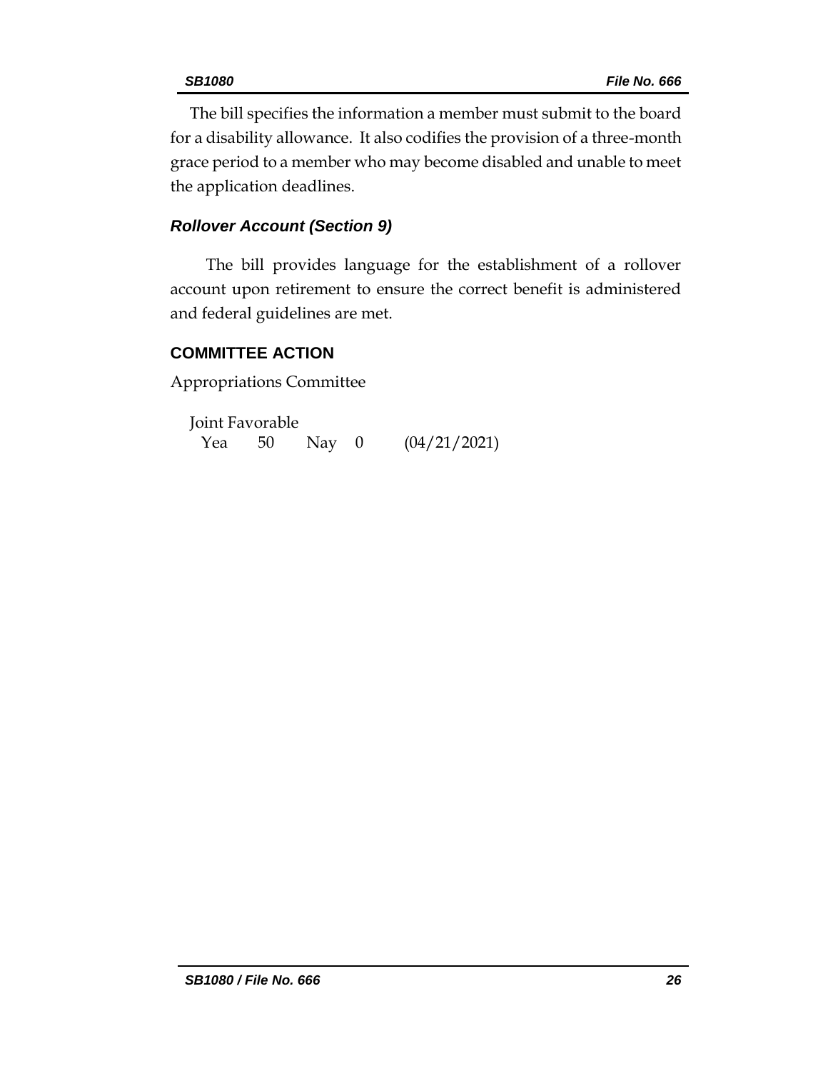The bill specifies the information a member must submit to the board for a disability allowance. It also codifies the provision of a three-month grace period to a member who may become disabled and unable to meet the application deadlines.

### *Rollover Account (Section 9)*

The bill provides language for the establishment of a rollover account upon retirement to ensure the correct benefit is administered and federal guidelines are met.

## COMMITTEE ACTION

Appropriations Committee

| | | | | |
|---|---|---|---|---|
| Joint Favorable | | | | |
| Yea | 50 | Nay | 0 | (04/21/2021) |